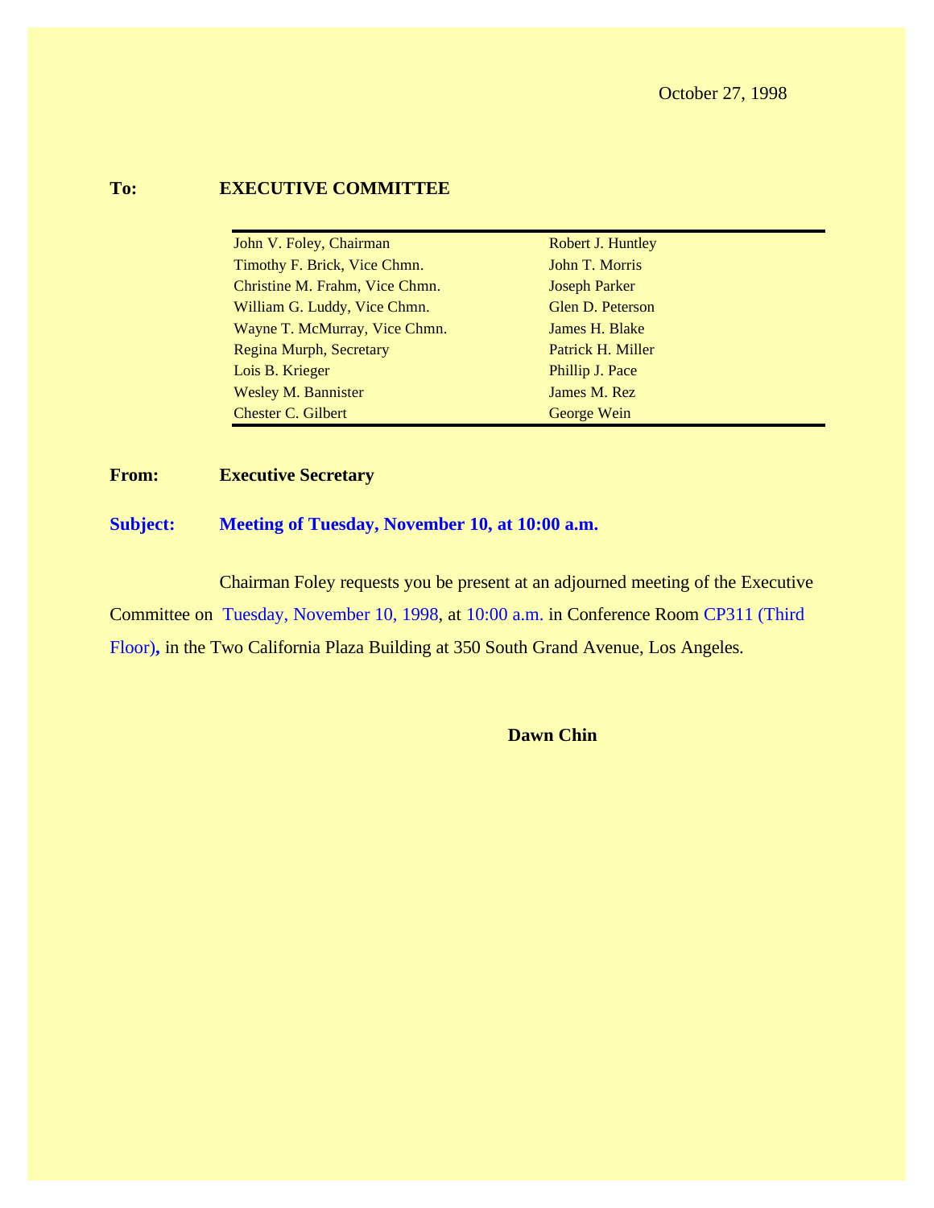October 27, 1998

**To:** **EXECUTIVE COMMITTEE**

| | |
|---|---|
| John V. Foley, Chairman | Robert J. Huntley |
| Timothy F. Brick, Vice Chmn. | John T. Morris |
| Christine M. Frahm, Vice Chmn. | Joseph Parker |
| William G. Luddy, Vice Chmn. | Glen D. Peterson |
| Wayne T. McMurray, Vice Chmn. | James H. Blake |
| Regina Murph, Secretary | Patrick H. Miller |
| Lois B. Krieger | Phillip J. Pace |
| Wesley M. Bannister | James M. Rez |
| Chester C. Gilbert | George Wein |

**From:** **Executive Secretary**

**Subject:** **Meeting of Tuesday, November 10, at 10:00 a.m.**

Chairman Foley requests you be present at an adjourned meeting of the Executive Committee on Tuesday, November 10, 1998, at 10:00 a.m. in Conference Room CP311 (Third Floor), in the Two California Plaza Building at 350 South Grand Avenue, Los Angeles.

**Dawn Chin**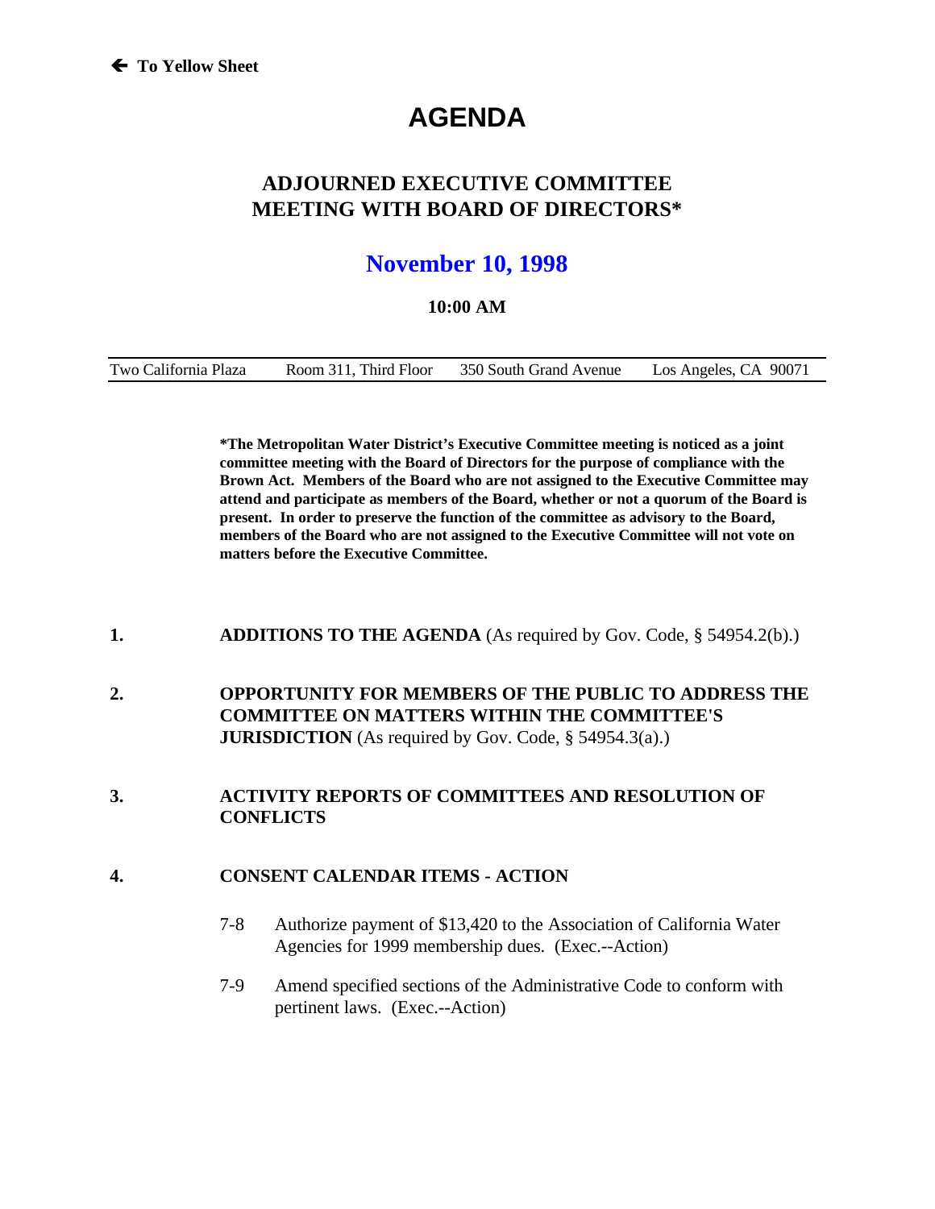← **To Yellow Sheet**

# AGENDA

## ADJOURNED EXECUTIVE COMMITTEE MEETING WITH BOARD OF DIRECTORS*

## November 10, 1998

**10:00 AM**

| Two California Plaza | Room 311, Third Floor | 350 South Grand Avenue | Los Angeles, CA 90071 |
|---|---|---|---|

**\*The Metropolitan Water District's Executive Committee meeting is noticed as a joint committee meeting with the Board of Directors for the purpose of compliance with the Brown Act. Members of the Board who are not assigned to the Executive Committee may attend and participate as members of the Board, whether or not a quorum of the Board is present. In order to preserve the function of the committee as advisory to the Board, members of the Board who are not assigned to the Executive Committee will not vote on matters before the Executive Committee.**

**1.** **ADDITIONS TO THE AGENDA** (As required by Gov. Code, § 54954.2(b).)

**2.** **OPPORTUNITY FOR MEMBERS OF THE PUBLIC TO ADDRESS THE COMMITTEE ON MATTERS WITHIN THE COMMITTEE'S JURISDICTION** (As required by Gov. Code, § 54954.3(a).)

**3.** **ACTIVITY REPORTS OF COMMITTEES AND RESOLUTION OF CONFLICTS**

**4.** **CONSENT CALENDAR ITEMS - ACTION**

7-8 Authorize payment of $13,420 to the Association of California Water Agencies for 1999 membership dues. (Exec.--Action)

7-9 Amend specified sections of the Administrative Code to conform with pertinent laws. (Exec.--Action)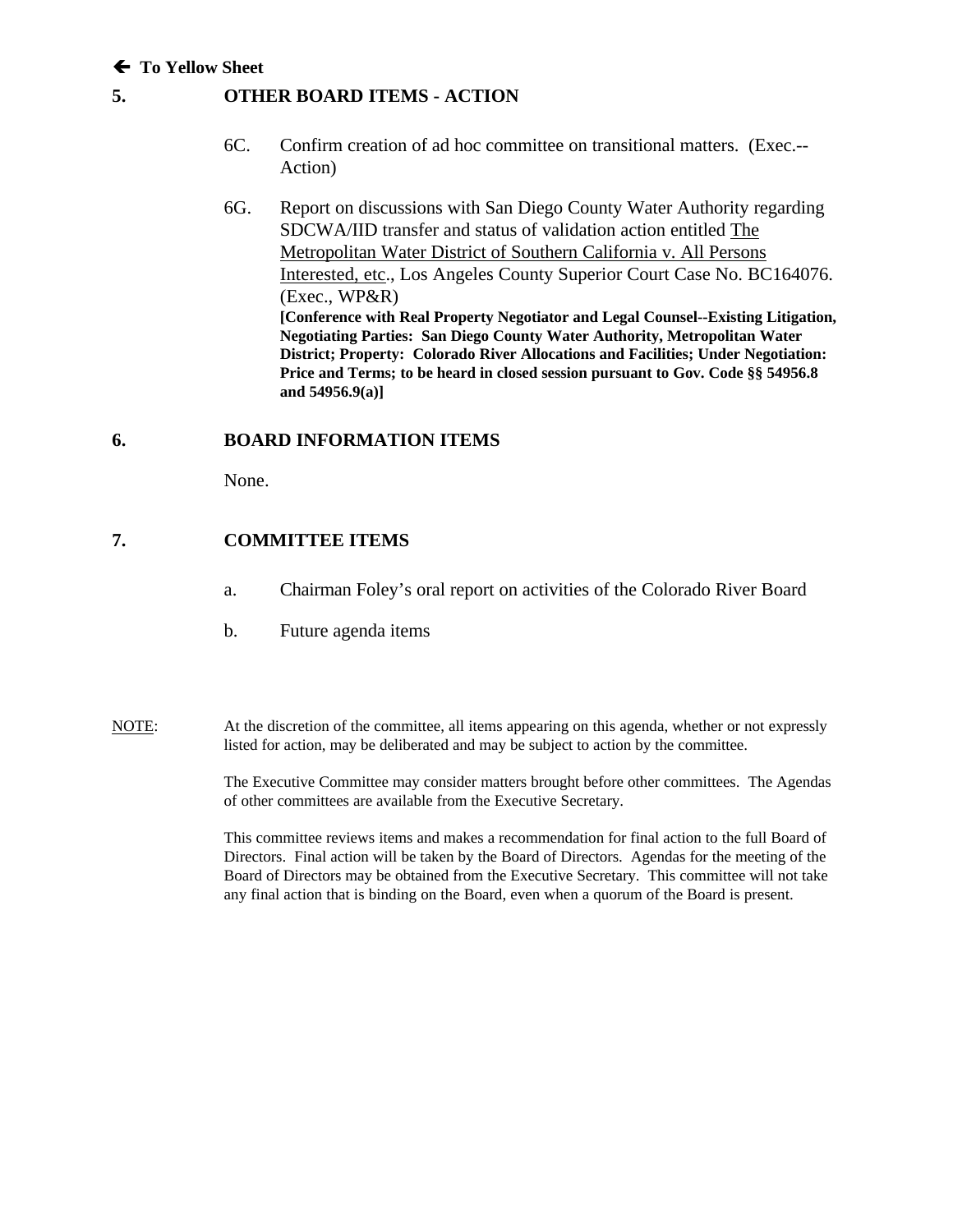🡐 **To Yellow Sheet**

**5. OTHER BOARD ITEMS - ACTION**

6C. Confirm creation of ad hoc committee on transitional matters. (Exec.--Action)

6G. Report on discussions with San Diego County Water Authority regarding SDCWA/IID transfer and status of validation action entitled The Metropolitan Water District of Southern California v. All Persons Interested, etc., Los Angeles County Superior Court Case No. BC164076. (Exec., WP&R)
**[Conference with Real Property Negotiator and Legal Counsel--Existing Litigation, Negotiating Parties: San Diego County Water Authority, Metropolitan Water District; Property: Colorado River Allocations and Facilities; Under Negotiation: Price and Terms; to be heard in closed session pursuant to Gov. Code §§ 54956.8 and 54956.9(a)]**

**6. BOARD INFORMATION ITEMS**

None.

**7. COMMITTEE ITEMS**

a. Chairman Foley's oral report on activities of the Colorado River Board

b. Future agenda items

NOTE: At the discretion of the committee, all items appearing on this agenda, whether or not expressly listed for action, may be deliberated and may be subject to action by the committee.

The Executive Committee may consider matters brought before other committees. The Agendas of other committees are available from the Executive Secretary.

This committee reviews items and makes a recommendation for final action to the full Board of Directors. Final action will be taken by the Board of Directors. Agendas for the meeting of the Board of Directors may be obtained from the Executive Secretary. This committee will not take any final action that is binding on the Board, even when a quorum of the Board is present.